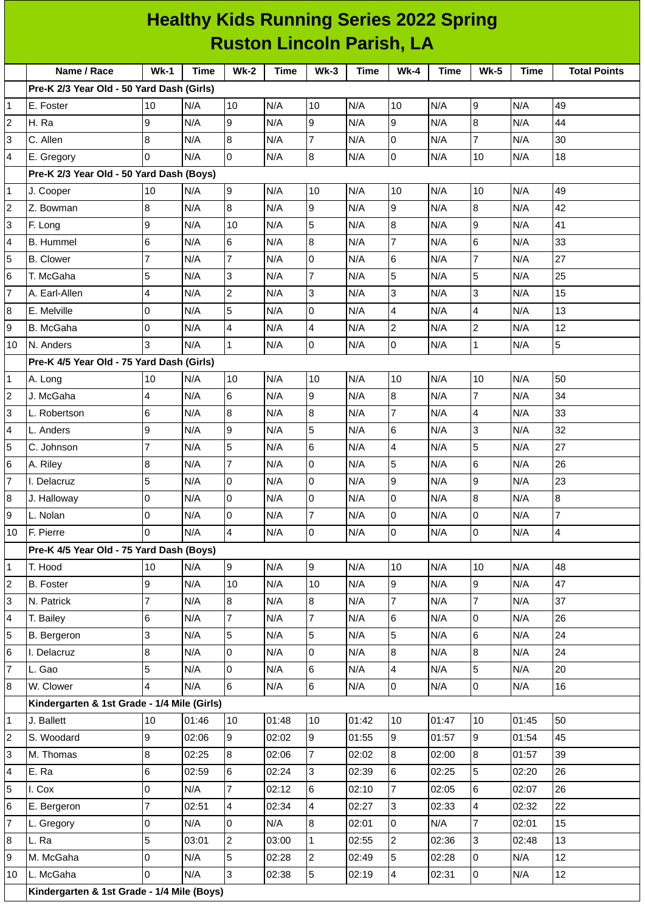# Healthy Kids Running Series 2022 Spring
## Ruston Lincoln Parish, LA

| | Name / Race | Wk-1 | Time | Wk-2 | Time | Wk-3 | Time | Wk-4 | Time | Wk-5 | Time | Total Points |
|---|---|---|---|---|---|---|---|---|---|---|---|---|
| | **Pre-K 2/3 Year Old - 50 Yard Dash (Girls)** | | | | | | | | | | | |
| 1 | E. Foster | 10 | N/A | 10 | N/A | 10 | N/A | 10 | N/A | 9 | N/A | 49 |
| 2 | H. Ra | 9 | N/A | 9 | N/A | 9 | N/A | 9 | N/A | 8 | N/A | 44 |
| 3 | C. Allen | 8 | N/A | 8 | N/A | 7 | N/A | 0 | N/A | 7 | N/A | 30 |
| 4 | E. Gregory | 0 | N/A | 0 | N/A | 8 | N/A | 0 | N/A | 10 | N/A | 18 |
| | **Pre-K 2/3 Year Old - 50 Yard Dash (Boys)** | | | | | | | | | | | |
| 1 | J. Cooper | 10 | N/A | 9 | N/A | 10 | N/A | 10 | N/A | 10 | N/A | 49 |
| 2 | Z. Bowman | 8 | N/A | 8 | N/A | 9 | N/A | 9 | N/A | 8 | N/A | 42 |
| 3 | F. Long | 9 | N/A | 10 | N/A | 5 | N/A | 8 | N/A | 9 | N/A | 41 |
| 4 | B. Hummel | 6 | N/A | 6 | N/A | 8 | N/A | 7 | N/A | 6 | N/A | 33 |
| 5 | B. Clower | 7 | N/A | 7 | N/A | 0 | N/A | 6 | N/A | 7 | N/A | 27 |
| 6 | T. McGaha | 5 | N/A | 3 | N/A | 7 | N/A | 5 | N/A | 5 | N/A | 25 |
| 7 | A. Earl-Allen | 4 | N/A | 2 | N/A | 3 | N/A | 3 | N/A | 3 | N/A | 15 |
| 8 | E. Melville | 0 | N/A | 5 | N/A | 0 | N/A | 4 | N/A | 4 | N/A | 13 |
| 9 | B. McGaha | 0 | N/A | 4 | N/A | 4 | N/A | 2 | N/A | 2 | N/A | 12 |
| 10 | N. Anders | 3 | N/A | 1 | N/A | 0 | N/A | 0 | N/A | 1 | N/A | 5 |
| | **Pre-K 4/5 Year Old - 75 Yard Dash (Girls)** | | | | | | | | | | | |
| 1 | A. Long | 10 | N/A | 10 | N/A | 10 | N/A | 10 | N/A | 10 | N/A | 50 |
| 2 | J. McGaha | 4 | N/A | 6 | N/A | 9 | N/A | 8 | N/A | 7 | N/A | 34 |
| 3 | L. Robertson | 6 | N/A | 8 | N/A | 8 | N/A | 7 | N/A | 4 | N/A | 33 |
| 4 | L. Anders | 9 | N/A | 9 | N/A | 5 | N/A | 6 | N/A | 3 | N/A | 32 |
| 5 | C. Johnson | 7 | N/A | 5 | N/A | 6 | N/A | 4 | N/A | 5 | N/A | 27 |
| 6 | A. Riley | 8 | N/A | 7 | N/A | 0 | N/A | 5 | N/A | 6 | N/A | 26 |
| 7 | I. Delacruz | 5 | N/A | 0 | N/A | 0 | N/A | 9 | N/A | 9 | N/A | 23 |
| 8 | J. Halloway | 0 | N/A | 0 | N/A | 0 | N/A | 0 | N/A | 8 | N/A | 8 |
| 9 | L. Nolan | 0 | N/A | 0 | N/A | 7 | N/A | 0 | N/A | 0 | N/A | 7 |
| 10 | F. Pierre | 0 | N/A | 4 | N/A | 0 | N/A | 0 | N/A | 0 | N/A | 4 |
| | **Pre-K 4/5 Year Old - 75 Yard Dash (Boys)** | | | | | | | | | | | |
| 1 | T. Hood | 10 | N/A | 9 | N/A | 9 | N/A | 10 | N/A | 10 | N/A | 48 |
| 2 | B. Foster | 9 | N/A | 10 | N/A | 10 | N/A | 9 | N/A | 9 | N/A | 47 |
| 3 | N. Patrick | 7 | N/A | 8 | N/A | 8 | N/A | 7 | N/A | 7 | N/A | 37 |
| 4 | T. Bailey | 6 | N/A | 7 | N/A | 7 | N/A | 6 | N/A | 0 | N/A | 26 |
| 5 | B. Bergeron | 3 | N/A | 5 | N/A | 5 | N/A | 5 | N/A | 6 | N/A | 24 |
| 6 | I. Delacruz | 8 | N/A | 0 | N/A | 0 | N/A | 8 | N/A | 8 | N/A | 24 |
| 7 | L. Gao | 5 | N/A | 0 | N/A | 6 | N/A | 4 | N/A | 5 | N/A | 20 |
| 8 | W. Clower | 4 | N/A | 6 | N/A | 6 | N/A | 0 | N/A | 0 | N/A | 16 |
| | **Kindergarten & 1st Grade - 1/4 Mile (Girls)** | | | | | | | | | | | |
| 1 | J. Ballett | 10 | 01:46 | 10 | 01:48 | 10 | 01:42 | 10 | 01:47 | 10 | 01:45 | 50 |
| 2 | S. Woodard | 9 | 02:06 | 9 | 02:02 | 9 | 01:55 | 9 | 01:57 | 9 | 01:54 | 45 |
| 3 | M. Thomas | 8 | 02:25 | 8 | 02:06 | 7 | 02:02 | 8 | 02:00 | 8 | 01:57 | 39 |
| 4 | E. Ra | 6 | 02:59 | 6 | 02:24 | 3 | 02:39 | 6 | 02:25 | 5 | 02:20 | 26 |
| 5 | I. Cox | 0 | N/A | 7 | 02:12 | 6 | 02:10 | 7 | 02:05 | 6 | 02:07 | 26 |
| 6 | E. Bergeron | 7 | 02:51 | 4 | 02:34 | 4 | 02:27 | 3 | 02:33 | 4 | 02:32 | 22 |
| 7 | L. Gregory | 0 | N/A | 0 | N/A | 8 | 02:01 | 0 | N/A | 7 | 02:01 | 15 |
| 8 | L. Ra | 5 | 03:01 | 2 | 03:00 | 1 | 02:55 | 2 | 02:36 | 3 | 02:48 | 13 |
| 9 | M. McGaha | 0 | N/A | 5 | 02:28 | 2 | 02:49 | 5 | 02:28 | 0 | N/A | 12 |
| 10 | L. McGaha | 0 | N/A | 3 | 02:38 | 5 | 02:19 | 4 | 02:31 | 0 | N/A | 12 |
| | **Kindergarten & 1st Grade - 1/4 Mile (Boys)** | | | | | | | | | | | |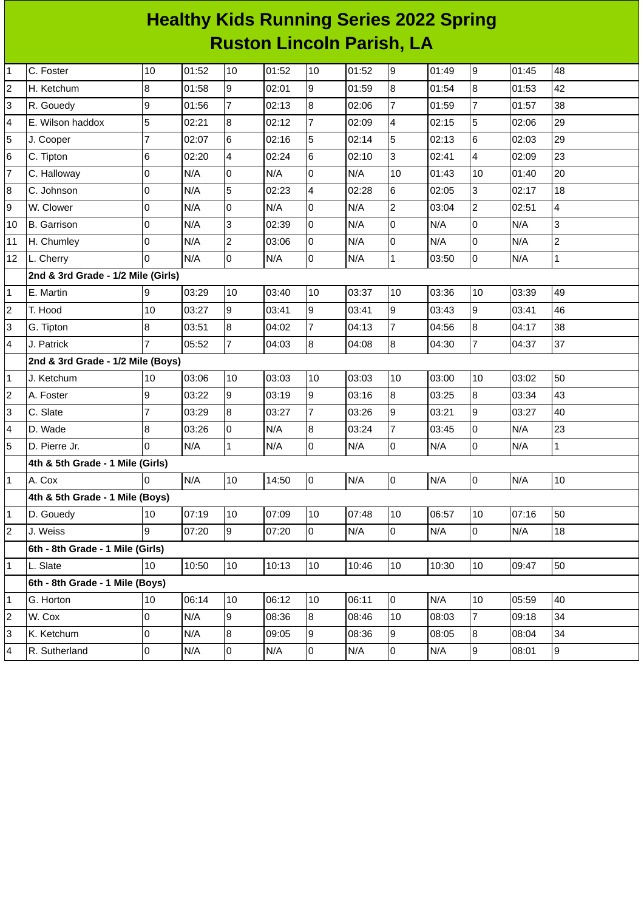# Healthy Kids Running Series 2022 Spring
## Ruston Lincoln Parish, LA

| | | | | | | | | | | | | |
|---|---|---|---|---|---|---|---|---|---|---|---|---|
| 1 | C. Foster | 10 | 01:52 | 10 | 01:52 | 10 | 01:52 | 9 | 01:49 | 9 | 01:45 | 48 |
| 2 | H. Ketchum | 8 | 01:58 | 9 | 02:01 | 9 | 01:59 | 8 | 01:54 | 8 | 01:53 | 42 |
| 3 | R. Gouedy | 9 | 01:56 | 7 | 02:13 | 8 | 02:06 | 7 | 01:59 | 7 | 01:57 | 38 |
| 4 | E. Wilson haddox | 5 | 02:21 | 8 | 02:12 | 7 | 02:09 | 4 | 02:15 | 5 | 02:06 | 29 |
| 5 | J. Cooper | 7 | 02:07 | 6 | 02:16 | 5 | 02:14 | 5 | 02:13 | 6 | 02:03 | 29 |
| 6 | C. Tipton | 6 | 02:20 | 4 | 02:24 | 6 | 02:10 | 3 | 02:41 | 4 | 02:09 | 23 |
| 7 | C. Halloway | 0 | N/A | 0 | N/A | 0 | N/A | 10 | 01:43 | 10 | 01:40 | 20 |
| 8 | C. Johnson | 0 | N/A | 5 | 02:23 | 4 | 02:28 | 6 | 02:05 | 3 | 02:17 | 18 |
| 9 | W. Clower | 0 | N/A | 0 | N/A | 0 | N/A | 2 | 03:04 | 2 | 02:51 | 4 |
| 10 | B. Garrison | 0 | N/A | 3 | 02:39 | 0 | N/A | 0 | N/A | 0 | N/A | 3 |
| 11 | H. Chumley | 0 | N/A | 2 | 03:06 | 0 | N/A | 0 | N/A | 0 | N/A | 2 |
| 12 | L. Cherry | 0 | N/A | 0 | N/A | 0 | N/A | 1 | 03:50 | 0 | N/A | 1 |
| | **2nd & 3rd Grade - 1/2 Mile (Girls)** | | | | | | | | | | | |
| 1 | E. Martin | 9 | 03:29 | 10 | 03:40 | 10 | 03:37 | 10 | 03:36 | 10 | 03:39 | 49 |
| 2 | T. Hood | 10 | 03:27 | 9 | 03:41 | 9 | 03:41 | 9 | 03:43 | 9 | 03:41 | 46 |
| 3 | G. Tipton | 8 | 03:51 | 8 | 04:02 | 7 | 04:13 | 7 | 04:56 | 8 | 04:17 | 38 |
| 4 | J. Patrick | 7 | 05:52 | 7 | 04:03 | 8 | 04:08 | 8 | 04:30 | 7 | 04:37 | 37 |
| | **2nd & 3rd Grade - 1/2 Mile (Boys)** | | | | | | | | | | | |
| 1 | J. Ketchum | 10 | 03:06 | 10 | 03:03 | 10 | 03:03 | 10 | 03:00 | 10 | 03:02 | 50 |
| 2 | A. Foster | 9 | 03:22 | 9 | 03:19 | 9 | 03:16 | 8 | 03:25 | 8 | 03:34 | 43 |
| 3 | C. Slate | 7 | 03:29 | 8 | 03:27 | 7 | 03:26 | 9 | 03:21 | 9 | 03:27 | 40 |
| 4 | D. Wade | 8 | 03:26 | 0 | N/A | 8 | 03:24 | 7 | 03:45 | 0 | N/A | 23 |
| 5 | D. Pierre Jr. | 0 | N/A | 1 | N/A | 0 | N/A | 0 | N/A | 0 | N/A | 1 |
| | **4th & 5th Grade - 1 Mile (Girls)** | | | | | | | | | | | |
| 1 | A. Cox | 0 | N/A | 10 | 14:50 | 0 | N/A | 0 | N/A | 0 | N/A | 10 |
| | **4th & 5th Grade - 1 Mile (Boys)** | | | | | | | | | | | |
| 1 | D. Gouedy | 10 | 07:19 | 10 | 07:09 | 10 | 07:48 | 10 | 06:57 | 10 | 07:16 | 50 |
| 2 | J. Weiss | 9 | 07:20 | 9 | 07:20 | 0 | N/A | 0 | N/A | 0 | N/A | 18 |
| | **6th - 8th Grade - 1 Mile (Girls)** | | | | | | | | | | | |
| 1 | L. Slate | 10 | 10:50 | 10 | 10:13 | 10 | 10:46 | 10 | 10:30 | 10 | 09:47 | 50 |
| | **6th - 8th Grade - 1 Mile (Boys)** | | | | | | | | | | | |
| 1 | G. Horton | 10 | 06:14 | 10 | 06:12 | 10 | 06:11 | 0 | N/A | 10 | 05:59 | 40 |
| 2 | W. Cox | 0 | N/A | 9 | 08:36 | 8 | 08:46 | 10 | 08:03 | 7 | 09:18 | 34 |
| 3 | K. Ketchum | 0 | N/A | 8 | 09:05 | 9 | 08:36 | 9 | 08:05 | 8 | 08:04 | 34 |
| 4 | R. Sutherland | 0 | N/A | 0 | N/A | 0 | N/A | 0 | N/A | 9 | 08:01 | 9 |